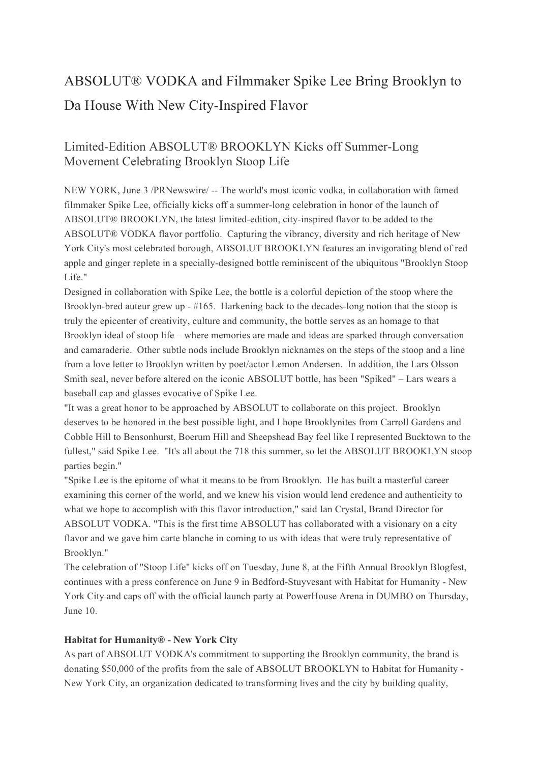# ABSOLUT® VODKA and Filmmaker Spike Lee Bring Brooklyn to Da House With New City-Inspired Flavor

## Limited-Edition ABSOLUT® BROOKLYN Kicks off Summer-Long Movement Celebrating Brooklyn Stoop Life

NEW YORK, June 3 /PRNewswire/ -- The world's most iconic vodka, in collaboration with famed filmmaker Spike Lee, officially kicks off a summer-long celebration in honor of the launch of ABSOLUT® BROOKLYN, the latest limited-edition, city-inspired flavor to be added to the ABSOLUT® VODKA flavor portfolio. Capturing the vibrancy, diversity and rich heritage of New York City's most celebrated borough, ABSOLUT BROOKLYN features an invigorating blend of red apple and ginger replete in a specially-designed bottle reminiscent of the ubiquitous "Brooklyn Stoop Life."

Designed in collaboration with Spike Lee, the bottle is a colorful depiction of the stoop where the Brooklyn-bred auteur grew up - #165. Harkening back to the decades-long notion that the stoop is truly the epicenter of creativity, culture and community, the bottle serves as an homage to that Brooklyn ideal of stoop life – where memories are made and ideas are sparked through conversation and camaraderie. Other subtle nods include Brooklyn nicknames on the steps of the stoop and a line from a love letter to Brooklyn written by poet/actor Lemon Andersen. In addition, the Lars Olsson Smith seal, never before altered on the iconic ABSOLUT bottle, has been "Spiked" – Lars wears a baseball cap and glasses evocative of Spike Lee.

"It was a great honor to be approached by ABSOLUT to collaborate on this project. Brooklyn deserves to be honored in the best possible light, and I hope Brooklynites from Carroll Gardens and Cobble Hill to Bensonhurst, Boerum Hill and Sheepshead Bay feel like I represented Bucktown to the fullest," said Spike Lee. "It's all about the 718 this summer, so let the ABSOLUT BROOKLYN stoop parties begin."

"Spike Lee is the epitome of what it means to be from Brooklyn. He has built a masterful career examining this corner of the world, and we knew his vision would lend credence and authenticity to what we hope to accomplish with this flavor introduction," said Ian Crystal, Brand Director for ABSOLUT VODKA. "This is the first time ABSOLUT has collaborated with a visionary on a city flavor and we gave him carte blanche in coming to us with ideas that were truly representative of Brooklyn."

The celebration of "Stoop Life" kicks off on Tuesday, June 8, at the Fifth Annual Brooklyn Blogfest, continues with a press conference on June 9 in Bedford-Stuyvesant with Habitat for Humanity - New York City and caps off with the official launch party at PowerHouse Arena in DUMBO on Thursday, June 10.

**Habitat for Humanity® - New York City**

As part of ABSOLUT VODKA's commitment to supporting the Brooklyn community, the brand is donating $50,000 of the profits from the sale of ABSOLUT BROOKLYN to Habitat for Humanity - New York City, an organization dedicated to transforming lives and the city by building quality,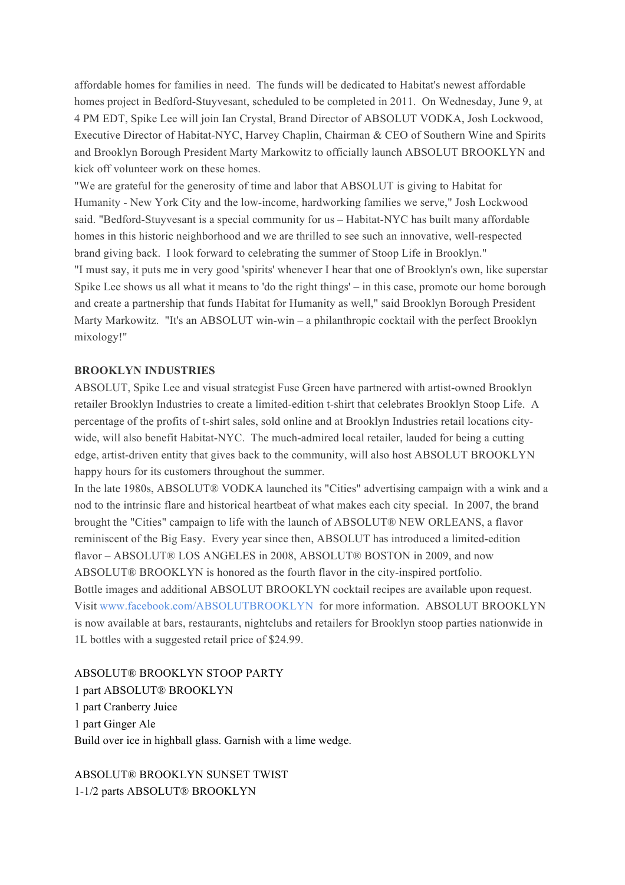affordable homes for families in need. The funds will be dedicated to Habitat's newest affordable homes project in Bedford-Stuyvesant, scheduled to be completed in 2011. On Wednesday, June 9, at 4 PM EDT, Spike Lee will join Ian Crystal, Brand Director of ABSOLUT VODKA, Josh Lockwood, Executive Director of Habitat-NYC, Harvey Chaplin, Chairman & CEO of Southern Wine and Spirits and Brooklyn Borough President Marty Markowitz to officially launch ABSOLUT BROOKLYN and kick off volunteer work on these homes.

"We are grateful for the generosity of time and labor that ABSOLUT is giving to Habitat for Humanity - New York City and the low-income, hardworking families we serve," Josh Lockwood said. "Bedford-Stuyvesant is a special community for us – Habitat-NYC has built many affordable homes in this historic neighborhood and we are thrilled to see such an innovative, well-respected brand giving back. I look forward to celebrating the summer of Stoop Life in Brooklyn."

"I must say, it puts me in very good 'spirits' whenever I hear that one of Brooklyn's own, like superstar Spike Lee shows us all what it means to 'do the right things' – in this case, promote our home borough and create a partnership that funds Habitat for Humanity as well," said Brooklyn Borough President Marty Markowitz. "It's an ABSOLUT win-win – a philanthropic cocktail with the perfect Brooklyn mixology!"

**BROOKLYN INDUSTRIES**

ABSOLUT, Spike Lee and visual strategist Fuse Green have partnered with artist-owned Brooklyn retailer Brooklyn Industries to create a limited-edition t-shirt that celebrates Brooklyn Stoop Life. A percentage of the profits of t-shirt sales, sold online and at Brooklyn Industries retail locations city-wide, will also benefit Habitat-NYC. The much-admired local retailer, lauded for being a cutting edge, artist-driven entity that gives back to the community, will also host ABSOLUT BROOKLYN happy hours for its customers throughout the summer.

In the late 1980s, ABSOLUT® VODKA launched its "Cities" advertising campaign with a wink and a nod to the intrinsic flare and historical heartbeat of what makes each city special. In 2007, the brand brought the "Cities" campaign to life with the launch of ABSOLUT® NEW ORLEANS, a flavor reminiscent of the Big Easy. Every year since then, ABSOLUT has introduced a limited-edition flavor – ABSOLUT® LOS ANGELES in 2008, ABSOLUT® BOSTON in 2009, and now ABSOLUT® BROOKLYN is honored as the fourth flavor in the city-inspired portfolio.

Bottle images and additional ABSOLUT BROOKLYN cocktail recipes are available upon request. Visit www.facebook.com/ABSOLUTBROOKLYN for more information. ABSOLUT BROOKLYN is now available at bars, restaurants, nightclubs and retailers for Brooklyn stoop parties nationwide in 1L bottles with a suggested retail price of $24.99.

ABSOLUT® BROOKLYN STOOP PARTY
1 part ABSOLUT® BROOKLYN
1 part Cranberry Juice
1 part Ginger Ale
Build over ice in highball glass. Garnish with a lime wedge.

ABSOLUT® BROOKLYN SUNSET TWIST
1-1/2 parts ABSOLUT® BROOKLYN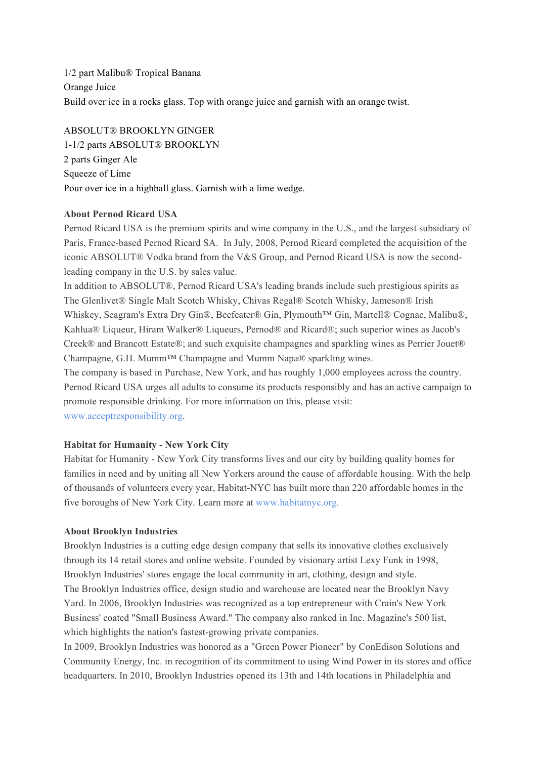1/2 part Malibu® Tropical Banana
Orange Juice
Build over ice in a rocks glass. Top with orange juice and garnish with an orange twist.

ABSOLUT® BROOKLYN GINGER
1-1/2 parts ABSOLUT® BROOKLYN
2 parts Ginger Ale
Squeeze of Lime
Pour over ice in a highball glass. Garnish with a lime wedge.

**About Pernod Ricard USA**

Pernod Ricard USA is the premium spirits and wine company in the U.S., and the largest subsidiary of Paris, France-based Pernod Ricard SA. In July, 2008, Pernod Ricard completed the acquisition of the iconic ABSOLUT® Vodka brand from the V&S Group, and Pernod Ricard USA is now the second-leading company in the U.S. by sales value.

In addition to ABSOLUT®, Pernod Ricard USA's leading brands include such prestigious spirits as The Glenlivet® Single Malt Scotch Whisky, Chivas Regal® Scotch Whisky, Jameson® Irish Whiskey, Seagram's Extra Dry Gin®, Beefeater® Gin, Plymouth™ Gin, Martell® Cognac, Malibu®, Kahlua® Liqueur, Hiram Walker® Liqueurs, Pernod® and Ricard®; such superior wines as Jacob's Creek® and Brancott Estate®; and such exquisite champagnes and sparkling wines as Perrier Jouet® Champagne, G.H. Mumm™ Champagne and Mumm Napa® sparkling wines.

The company is based in Purchase, New York, and has roughly 1,000 employees across the country. Pernod Ricard USA urges all adults to consume its products responsibly and has an active campaign to promote responsible drinking. For more information on this, please visit: www.acceptresponsibility.org.

**Habitat for Humanity - New York City**

Habitat for Humanity - New York City transforms lives and our city by building quality homes for families in need and by uniting all New Yorkers around the cause of affordable housing. With the help of thousands of volunteers every year, Habitat-NYC has built more than 220 affordable homes in the five boroughs of New York City. Learn more at www.habitatnyc.org.

**About Brooklyn Industries**

Brooklyn Industries is a cutting edge design company that sells its innovative clothes exclusively through its 14 retail stores and online website. Founded by visionary artist Lexy Funk in 1998, Brooklyn Industries' stores engage the local community in art, clothing, design and style.

The Brooklyn Industries office, design studio and warehouse are located near the Brooklyn Navy Yard. In 2006, Brooklyn Industries was recognized as a top entrepreneur with Crain's New York Business' coated "Small Business Award." The company also ranked in Inc. Magazine's 500 list, which highlights the nation's fastest-growing private companies.

In 2009, Brooklyn Industries was honored as a "Green Power Pioneer" by ConEdison Solutions and Community Energy, Inc. in recognition of its commitment to using Wind Power in its stores and office headquarters. In 2010, Brooklyn Industries opened its 13th and 14th locations in Philadelphia and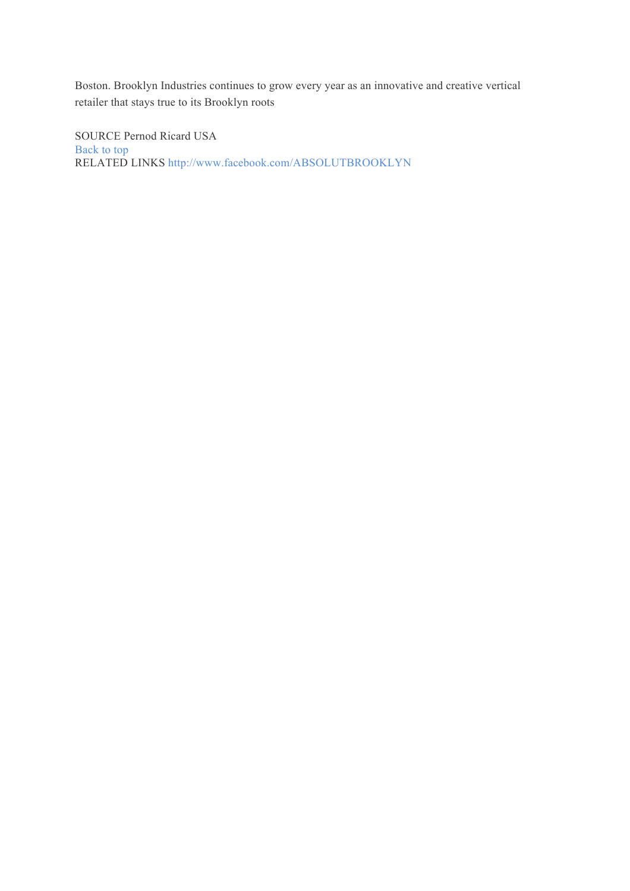Boston. Brooklyn Industries continues to grow every year as an innovative and creative vertical retailer that stays true to its Brooklyn roots

SOURCE Pernod Ricard USA
Back to top
RELATED LINKS http://www.facebook.com/ABSOLUTBROOKLYN